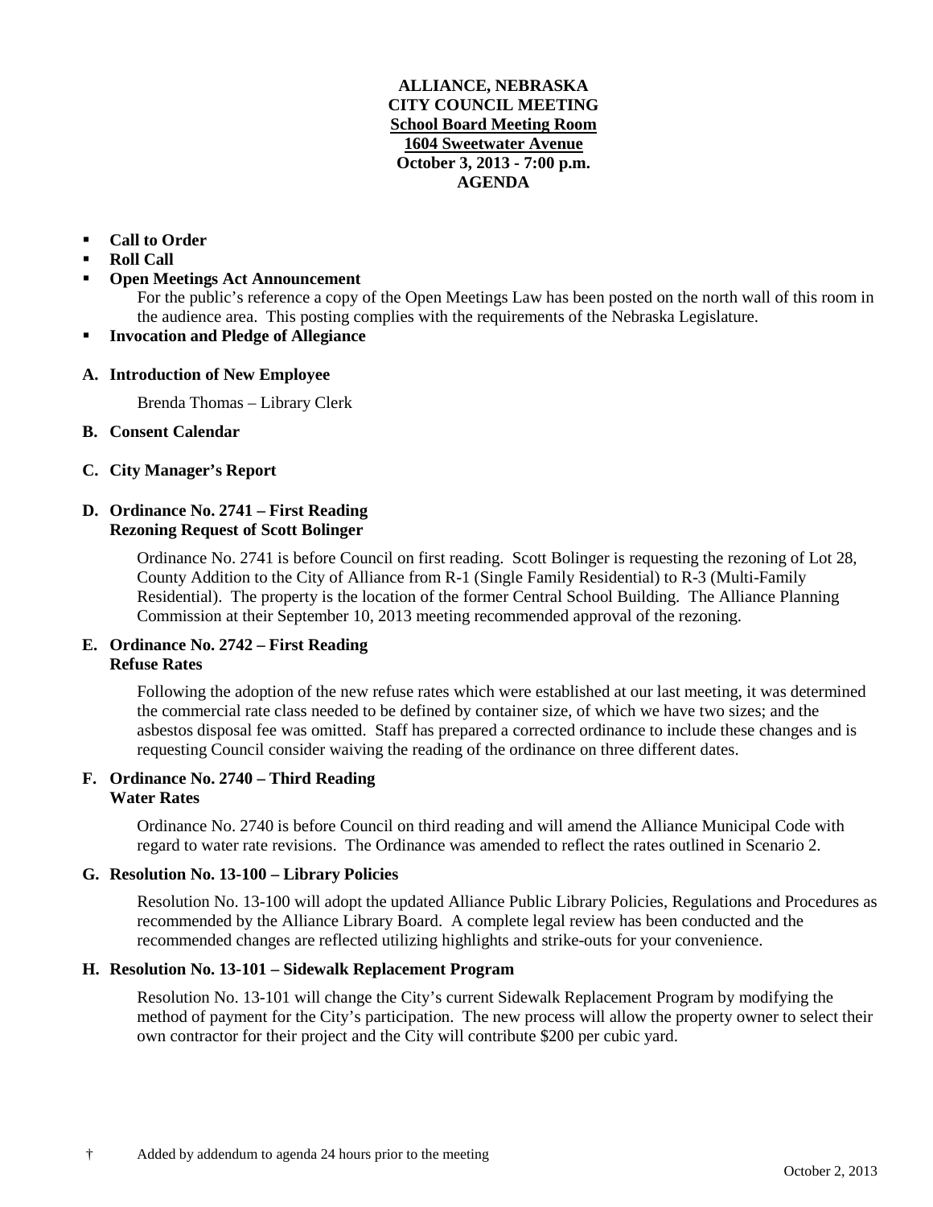**ALLIANCE, NEBRASKA**
**CITY COUNCIL MEETING**
**School Board Meeting Room**
**1604 Sweetwater Avenue**
**October 3, 2013 - 7:00 p.m.**
**AGENDA**

- **Call to Order**
- **Roll Call**
- **Open Meetings Act Announcement**

  For the public's reference a copy of the Open Meetings Law has been posted on the north wall of this room in the audience area. This posting complies with the requirements of the Nebraska Legislature.
- **Invocation and Pledge of Allegiance**

**A. Introduction of New Employee**

Brenda Thomas – Library Clerk

**B. Consent Calendar**

**C. City Manager's Report**

**D. Ordinance No. 2741 – First Reading**
**Rezoning Request of Scott Bolinger**

Ordinance No. 2741 is before Council on first reading. Scott Bolinger is requesting the rezoning of Lot 28, County Addition to the City of Alliance from R-1 (Single Family Residential) to R-3 (Multi-Family Residential). The property is the location of the former Central School Building. The Alliance Planning Commission at their September 10, 2013 meeting recommended approval of the rezoning.

**E. Ordinance No. 2742 – First Reading**
**Refuse Rates**

Following the adoption of the new refuse rates which were established at our last meeting, it was determined the commercial rate class needed to be defined by container size, of which we have two sizes; and the asbestos disposal fee was omitted. Staff has prepared a corrected ordinance to include these changes and is requesting Council consider waiving the reading of the ordinance on three different dates.

**F. Ordinance No. 2740 – Third Reading**
**Water Rates**

Ordinance No. 2740 is before Council on third reading and will amend the Alliance Municipal Code with regard to water rate revisions. The Ordinance was amended to reflect the rates outlined in Scenario 2.

**G. Resolution No. 13-100 – Library Policies**

Resolution No. 13-100 will adopt the updated Alliance Public Library Policies, Regulations and Procedures as recommended by the Alliance Library Board. A complete legal review has been conducted and the recommended changes are reflected utilizing highlights and strike-outs for your convenience.

**H. Resolution No. 13-101 – Sidewalk Replacement Program**

Resolution No. 13-101 will change the City's current Sidewalk Replacement Program by modifying the method of payment for the City's participation. The new process will allow the property owner to select their own contractor for their project and the City will contribute $200 per cubic yard.

† Added by addendum to agenda 24 hours prior to the meeting

October 2, 2013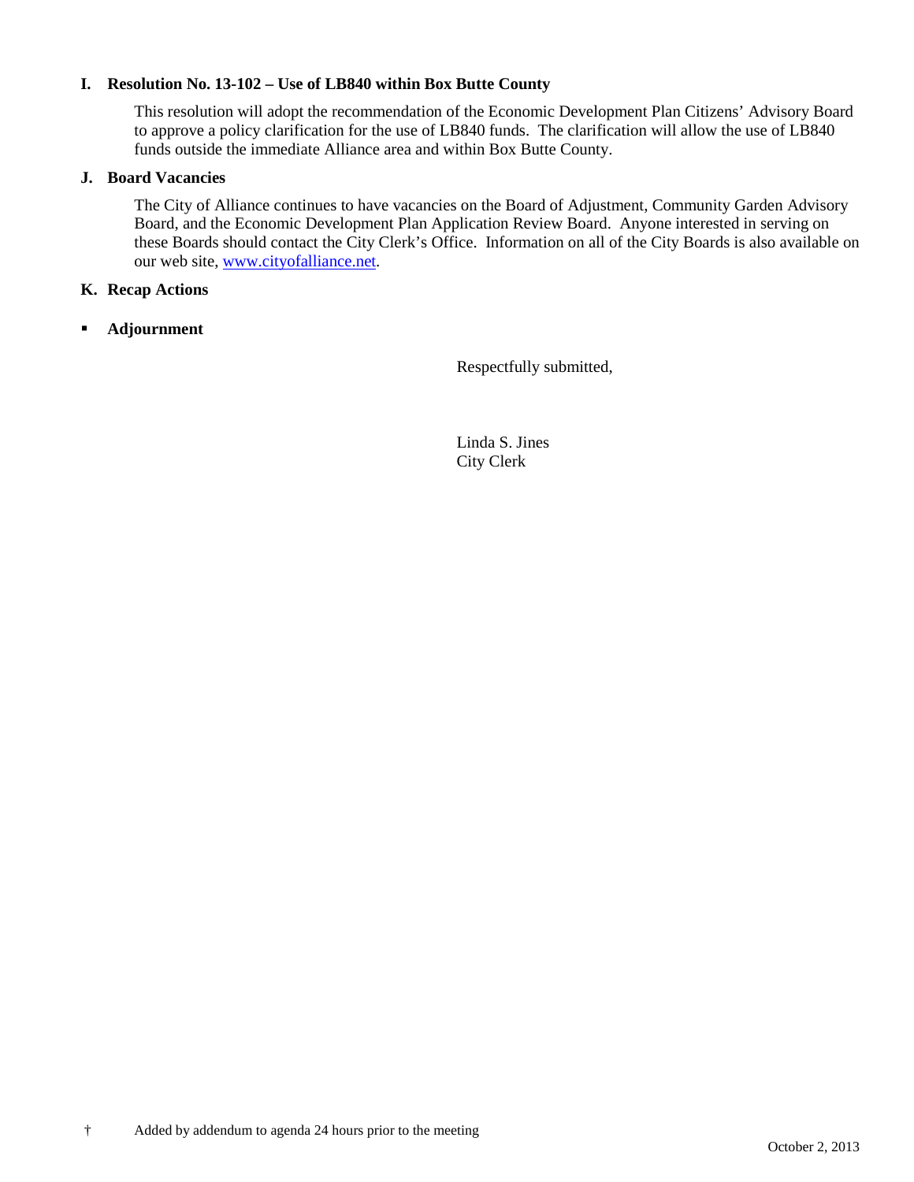**I. Resolution No. 13-102 – Use of LB840 within Box Butte County**

This resolution will adopt the recommendation of the Economic Development Plan Citizens' Advisory Board to approve a policy clarification for the use of LB840 funds. The clarification will allow the use of LB840 funds outside the immediate Alliance area and within Box Butte County.

**J. Board Vacancies**

The City of Alliance continues to have vacancies on the Board of Adjustment, Community Garden Advisory Board, and the Economic Development Plan Application Review Board. Anyone interested in serving on these Boards should contact the City Clerk's Office. Information on all of the City Boards is also available on our web site, www.cityofalliance.net.

**K. Recap Actions**

- **Adjournment**

Respectfully submitted,

Linda S. Jines
City Clerk

† Added by addendum to agenda 24 hours prior to the meeting

October 2, 2013